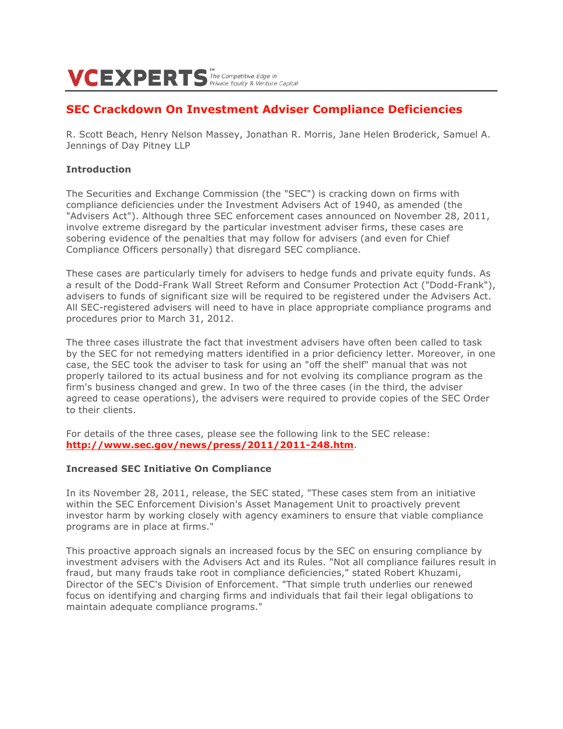# SEC Crackdown On Investment Adviser Compliance Deficiencies

R. Scott Beach, Henry Nelson Massey, Jonathan R. Morris, Jane Helen Broderick, Samuel A. Jennings of Day Pitney LLP

## Introduction

The Securities and Exchange Commission (the "SEC") is cracking down on firms with compliance deficiencies under the Investment Advisers Act of 1940, as amended (the "Advisers Act"). Although three SEC enforcement cases announced on November 28, 2011, involve extreme disregard by the particular investment adviser firms, these cases are sobering evidence of the penalties that may follow for advisers (and even for Chief Compliance Officers personally) that disregard SEC compliance.

These cases are particularly timely for advisers to hedge funds and private equity funds. As a result of the Dodd-Frank Wall Street Reform and Consumer Protection Act ("Dodd-Frank"), advisers to funds of significant size will be required to be registered under the Advisers Act. All SEC-registered advisers will need to have in place appropriate compliance programs and procedures prior to March 31, 2012.

The three cases illustrate the fact that investment advisers have often been called to task by the SEC for not remedying matters identified in a prior deficiency letter. Moreover, in one case, the SEC took the adviser to task for using an "off the shelf" manual that was not properly tailored to its actual business and for not evolving its compliance program as the firm's business changed and grew. In two of the three cases (in the third, the adviser agreed to cease operations), the advisers were required to provide copies of the SEC Order to their clients.

For details of the three cases, please see the following link to the SEC release: **http://www.sec.gov/news/press/2011/2011-248.htm**.

## Increased SEC Initiative On Compliance

In its November 28, 2011, release, the SEC stated, "These cases stem from an initiative within the SEC Enforcement Division's Asset Management Unit to proactively prevent investor harm by working closely with agency examiners to ensure that viable compliance programs are in place at firms."

This proactive approach signals an increased focus by the SEC on ensuring compliance by investment advisers with the Advisers Act and its Rules. "Not all compliance failures result in fraud, but many frauds take root in compliance deficiencies," stated Robert Khuzami, Director of the SEC's Division of Enforcement. "That simple truth underlies our renewed focus on identifying and charging firms and individuals that fail their legal obligations to maintain adequate compliance programs."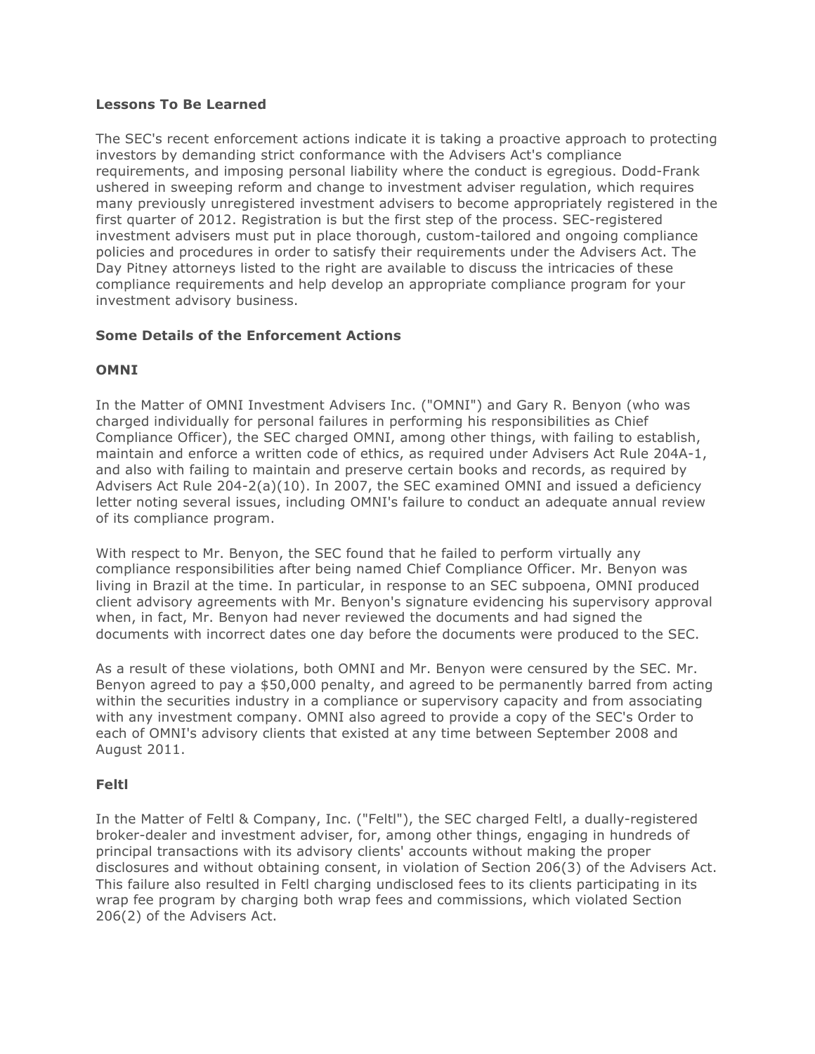**Lessons To Be Learned**

The SEC's recent enforcement actions indicate it is taking a proactive approach to protecting investors by demanding strict conformance with the Advisers Act's compliance requirements, and imposing personal liability where the conduct is egregious. Dodd-Frank ushered in sweeping reform and change to investment adviser regulation, which requires many previously unregistered investment advisers to become appropriately registered in the first quarter of 2012. Registration is but the first step of the process. SEC-registered investment advisers must put in place thorough, custom-tailored and ongoing compliance policies and procedures in order to satisfy their requirements under the Advisers Act. The Day Pitney attorneys listed to the right are available to discuss the intricacies of these compliance requirements and help develop an appropriate compliance program for your investment advisory business.

**Some Details of the Enforcement Actions**

**OMNI**

In the Matter of OMNI Investment Advisers Inc. ("OMNI") and Gary R. Benyon (who was charged individually for personal failures in performing his responsibilities as Chief Compliance Officer), the SEC charged OMNI, among other things, with failing to establish, maintain and enforce a written code of ethics, as required under Advisers Act Rule 204A-1, and also with failing to maintain and preserve certain books and records, as required by Advisers Act Rule 204-2(a)(10). In 2007, the SEC examined OMNI and issued a deficiency letter noting several issues, including OMNI's failure to conduct an adequate annual review of its compliance program.

With respect to Mr. Benyon, the SEC found that he failed to perform virtually any compliance responsibilities after being named Chief Compliance Officer. Mr. Benyon was living in Brazil at the time. In particular, in response to an SEC subpoena, OMNI produced client advisory agreements with Mr. Benyon's signature evidencing his supervisory approval when, in fact, Mr. Benyon had never reviewed the documents and had signed the documents with incorrect dates one day before the documents were produced to the SEC.

As a result of these violations, both OMNI and Mr. Benyon were censured by the SEC. Mr. Benyon agreed to pay a $50,000 penalty, and agreed to be permanently barred from acting within the securities industry in a compliance or supervisory capacity and from associating with any investment company. OMNI also agreed to provide a copy of the SEC's Order to each of OMNI's advisory clients that existed at any time between September 2008 and August 2011.

**Feltl**

In the Matter of Feltl & Company, Inc. ("Feltl"), the SEC charged Feltl, a dually-registered broker-dealer and investment adviser, for, among other things, engaging in hundreds of principal transactions with its advisory clients' accounts without making the proper disclosures and without obtaining consent, in violation of Section 206(3) of the Advisers Act. This failure also resulted in Feltl charging undisclosed fees to its clients participating in its wrap fee program by charging both wrap fees and commissions, which violated Section 206(2) of the Advisers Act.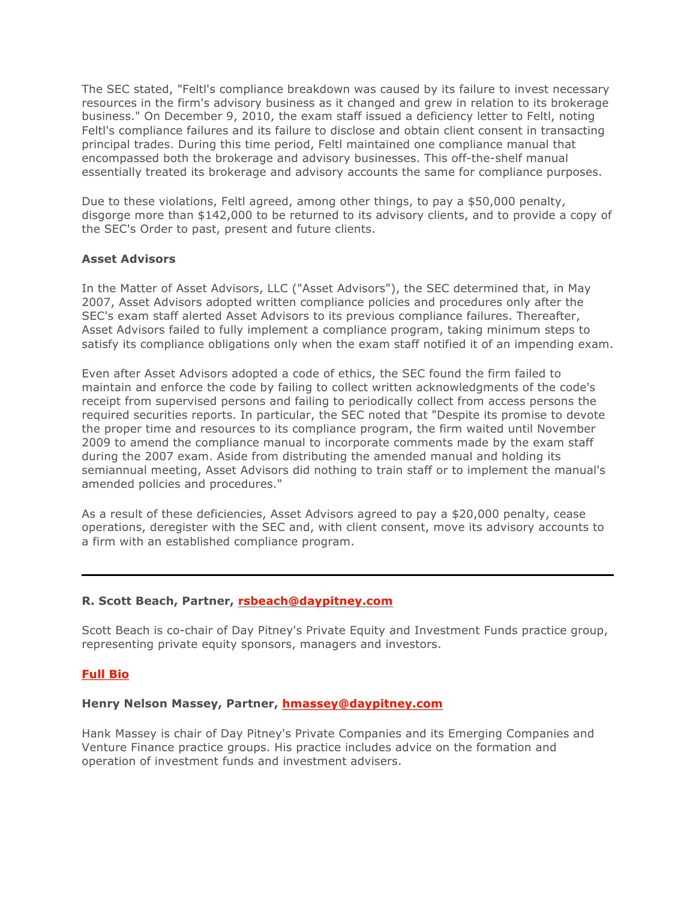The SEC stated, "Feltl's compliance breakdown was caused by its failure to invest necessary resources in the firm's advisory business as it changed and grew in relation to its brokerage business." On December 9, 2010, the exam staff issued a deficiency letter to Feltl, noting Feltl's compliance failures and its failure to disclose and obtain client consent in transacting principal trades. During this time period, Feltl maintained one compliance manual that encompassed both the brokerage and advisory businesses. This off-the-shelf manual essentially treated its brokerage and advisory accounts the same for compliance purposes.

Due to these violations, Feltl agreed, among other things, to pay a $50,000 penalty, disgorge more than $142,000 to be returned to its advisory clients, and to provide a copy of the SEC's Order to past, present and future clients.

**Asset Advisors**

In the Matter of Asset Advisors, LLC ("Asset Advisors"), the SEC determined that, in May 2007, Asset Advisors adopted written compliance policies and procedures only after the SEC's exam staff alerted Asset Advisors to its previous compliance failures. Thereafter, Asset Advisors failed to fully implement a compliance program, taking minimum steps to satisfy its compliance obligations only when the exam staff notified it of an impending exam.

Even after Asset Advisors adopted a code of ethics, the SEC found the firm failed to maintain and enforce the code by failing to collect written acknowledgments of the code's receipt from supervised persons and failing to periodically collect from access persons the required securities reports. In particular, the SEC noted that "Despite its promise to devote the proper time and resources to its compliance program, the firm waited until November 2009 to amend the compliance manual to incorporate comments made by the exam staff during the 2007 exam. Aside from distributing the amended manual and holding its semiannual meeting, Asset Advisors did nothing to train staff or to implement the manual's amended policies and procedures."

As a result of these deficiencies, Asset Advisors agreed to pay a $20,000 penalty, cease operations, deregister with the SEC and, with client consent, move its advisory accounts to a firm with an established compliance program.

---

**R. Scott Beach, Partner, rsbeach@daypitney.com**

Scott Beach is co-chair of Day Pitney's Private Equity and Investment Funds practice group, representing private equity sponsors, managers and investors.

**Full Bio**

**Henry Nelson Massey, Partner, hmassey@daypitney.com**

Hank Massey is chair of Day Pitney's Private Companies and its Emerging Companies and Venture Finance practice groups. His practice includes advice on the formation and operation of investment funds and investment advisers.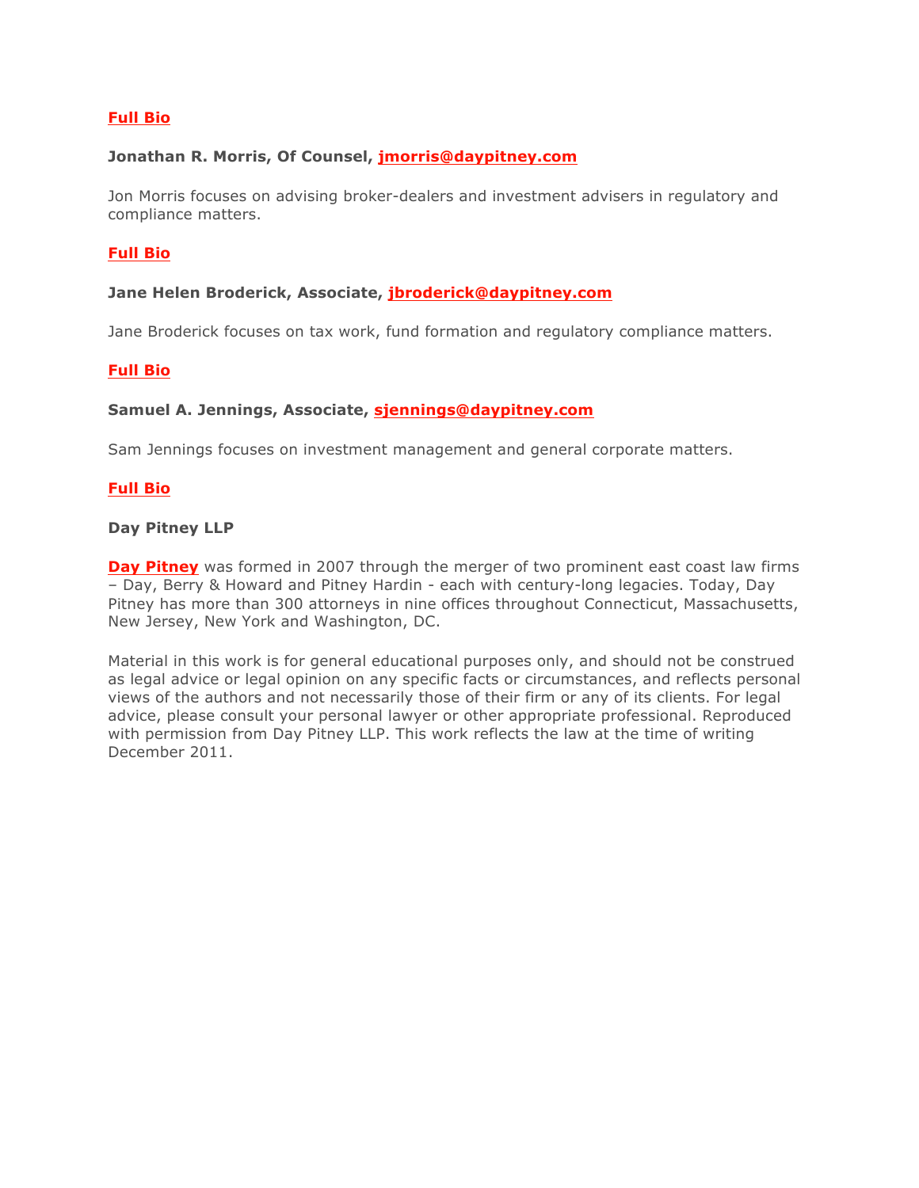**Full Bio**

**Jonathan R. Morris, Of Counsel, jmorris@daypitney.com**

Jon Morris focuses on advising broker-dealers and investment advisers in regulatory and compliance matters.

**Full Bio**

**Jane Helen Broderick, Associate, jbroderick@daypitney.com**

Jane Broderick focuses on tax work, fund formation and regulatory compliance matters.

**Full Bio**

**Samuel A. Jennings, Associate, sjennings@daypitney.com**

Sam Jennings focuses on investment management and general corporate matters.

**Full Bio**

**Day Pitney LLP**

**Day Pitney** was formed in 2007 through the merger of two prominent east coast law firms – Day, Berry & Howard and Pitney Hardin - each with century-long legacies. Today, Day Pitney has more than 300 attorneys in nine offices throughout Connecticut, Massachusetts, New Jersey, New York and Washington, DC.

Material in this work is for general educational purposes only, and should not be construed as legal advice or legal opinion on any specific facts or circumstances, and reflects personal views of the authors and not necessarily those of their firm or any of its clients. For legal advice, please consult your personal lawyer or other appropriate professional. Reproduced with permission from Day Pitney LLP. This work reflects the law at the time of writing December 2011.